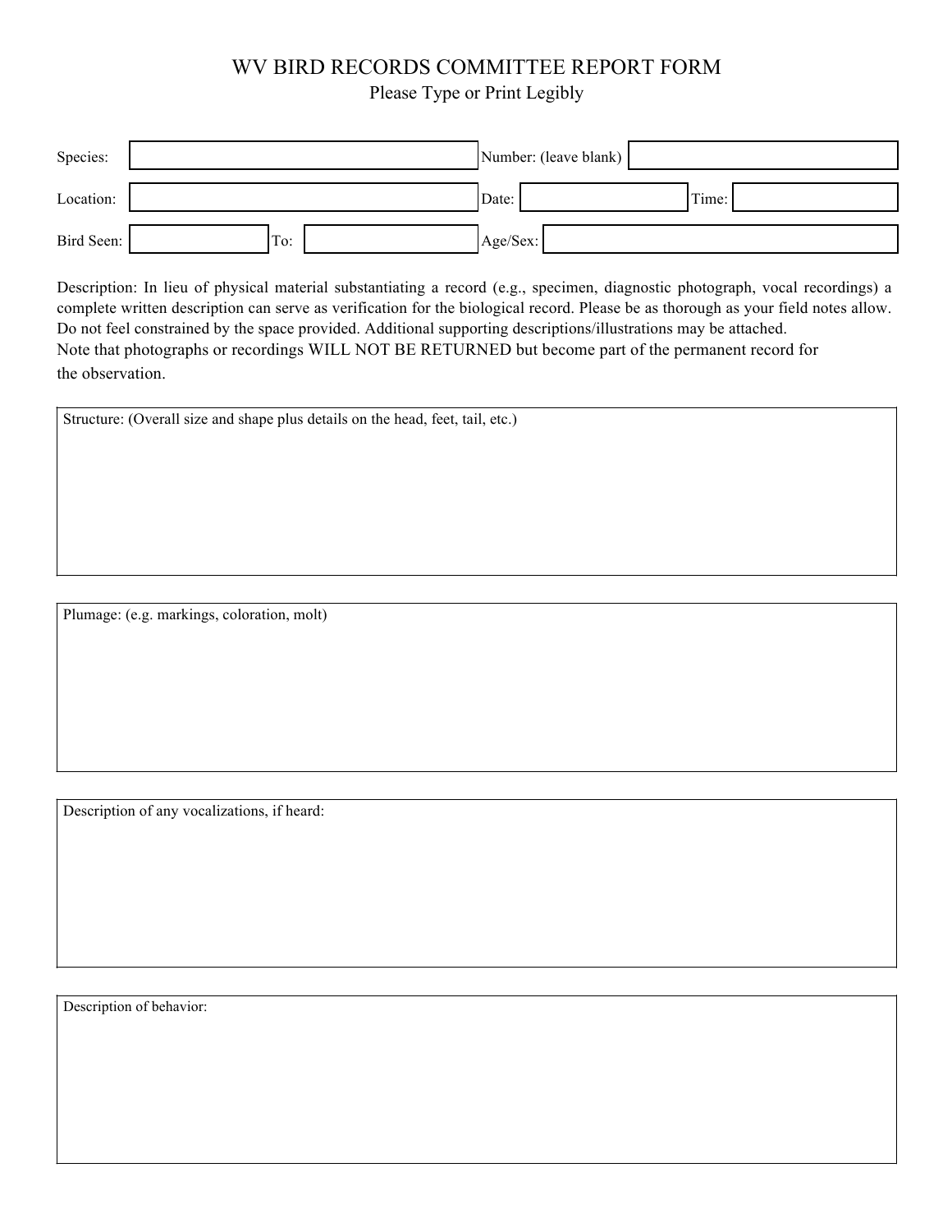# WV BIRD RECORDS COMMITTEE REPORT FORM

Please Type or Print Legibly

| | | | | | |
|---|---|---|---|---|---|
| Species: | | Number: (leave blank) | | | |
| Location: | | Date: | | Time: | |
| Bird Seen: | To: | Age/Sex: | | | |

Description: In lieu of physical material substantiating a record (e.g., specimen, diagnostic photograph, vocal recordings) a complete written description can serve as verification for the biological record. Please be as thorough as your field notes allow. Do not feel constrained by the space provided. Additional supporting descriptions/illustrations may be attached. Note that photographs or recordings WILL NOT BE RETURNED but become part of the permanent record for the observation.

Structure: (Overall size and shape plus details on the head, feet, tail, etc.)

Plumage: (e.g. markings, coloration, molt)

Description of any vocalizations, if heard:

Description of behavior: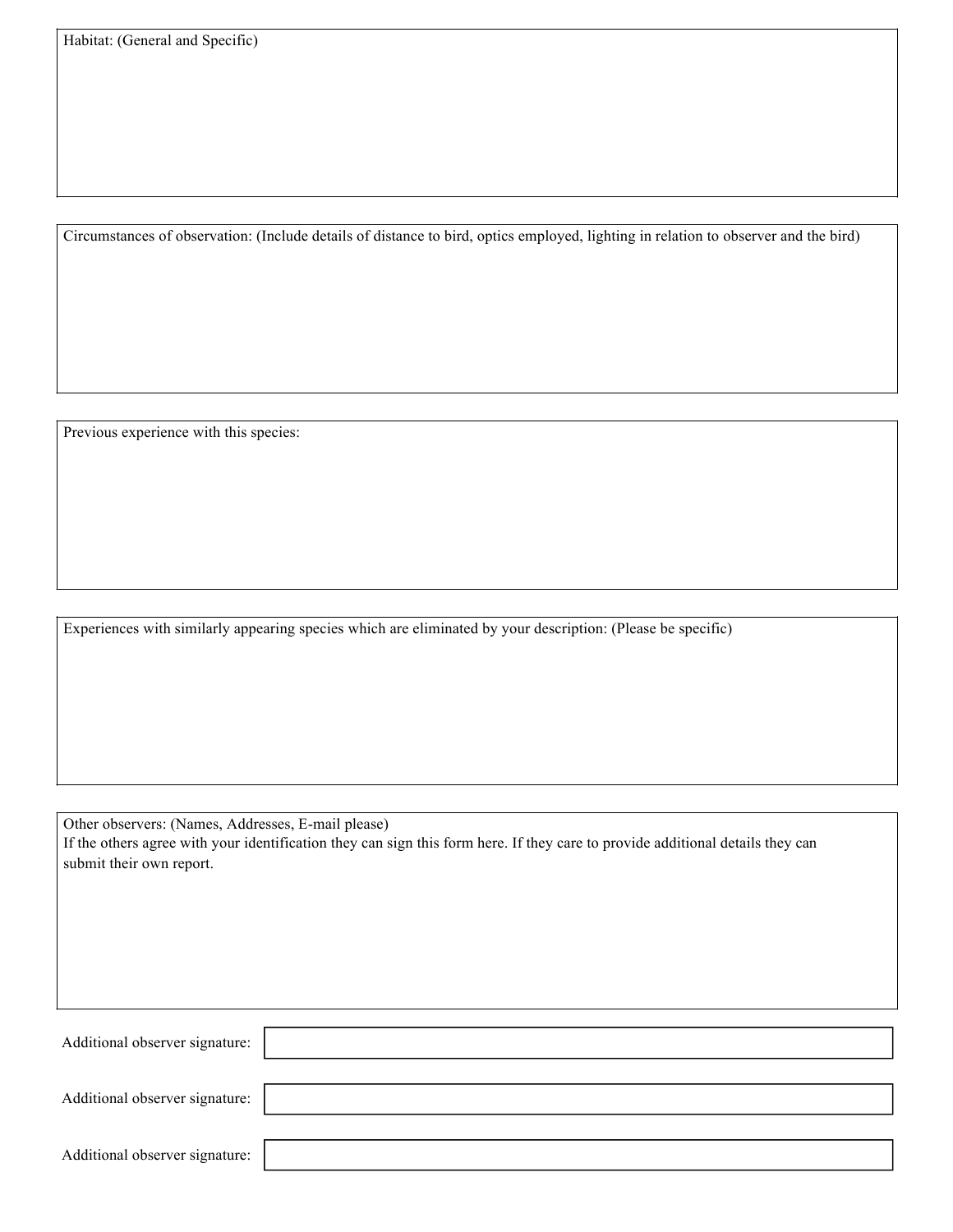Habitat: (General and Specific)

Circumstances of observation: (Include details of distance to bird, optics employed, lighting in relation to observer and the bird)

Previous experience with this species:

Experiences with similarly appearing species which are eliminated by your description: (Please be specific)

Other observers: (Names, Addresses, E-mail please)
If the others agree with your identification they can sign this form here. If they care to provide additional details they can submit their own report.

Additional observer signature:

Additional observer signature:

Additional observer signature: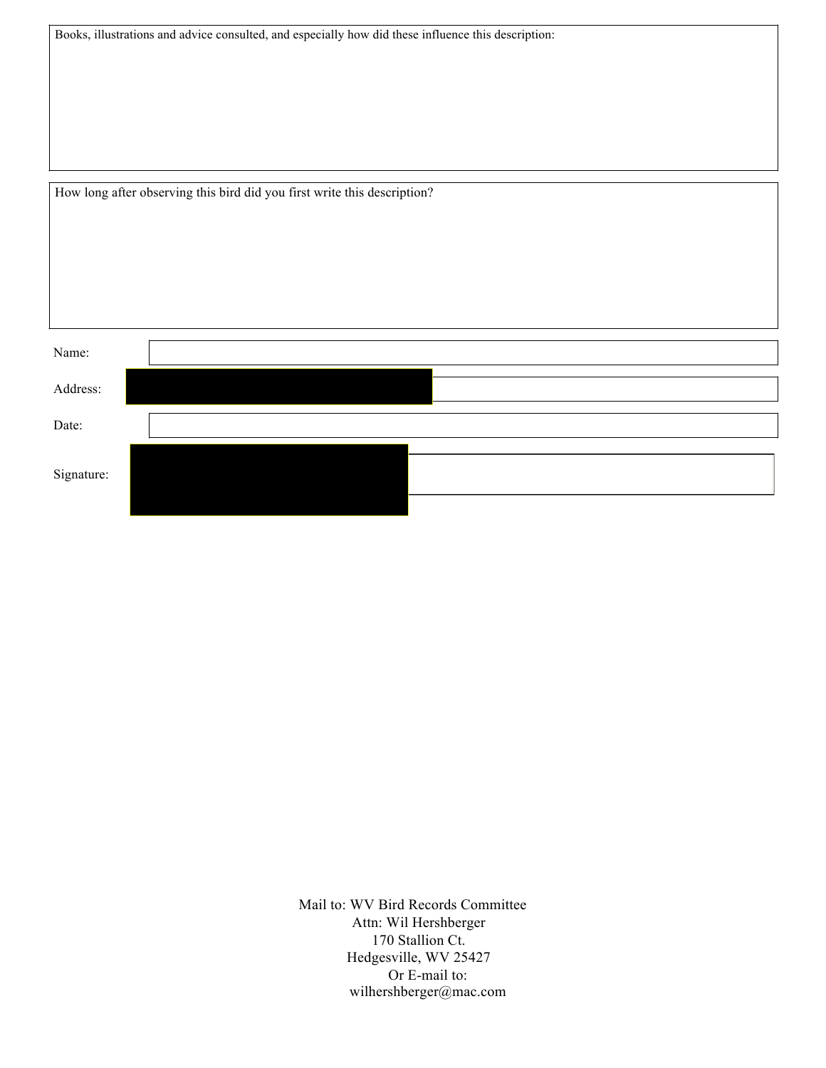Books, illustrations and advice consulted, and especially how did these influence this description:

How long after observing this bird did you first write this description?

Name:

Address:

Date:

Signature:

Mail to: WV Bird Records Committee
Attn: Wil Hershberger
170 Stallion Ct.
Hedgesville, WV 25427
Or E-mail to:
wilhershberger@mac.com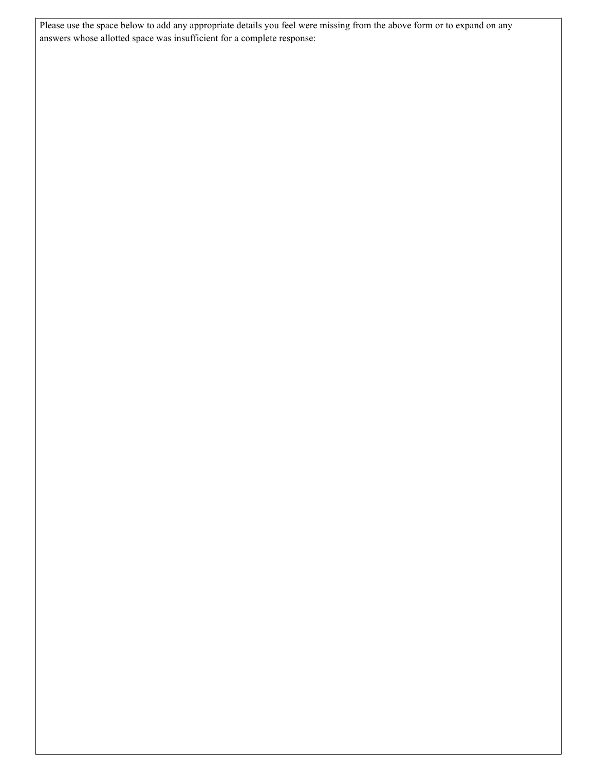Please use the space below to add any appropriate details you feel were missing from the above form or to expand on any answers whose allotted space was insufficient for a complete response: